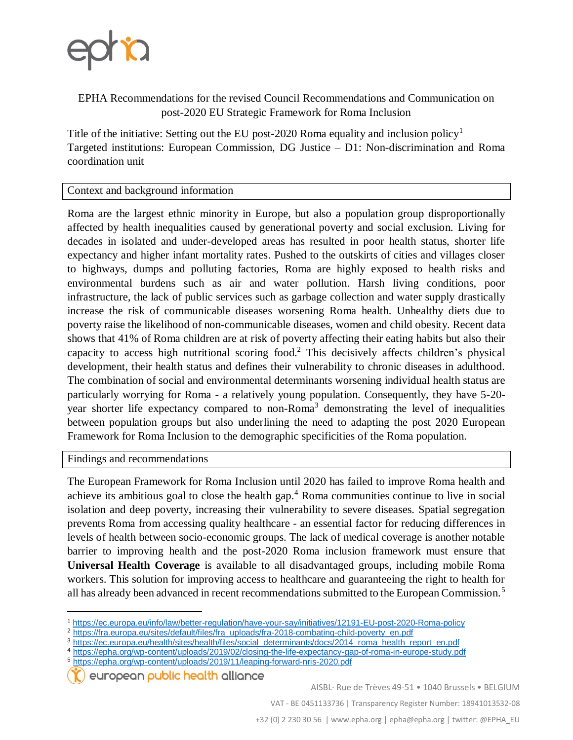EPHA Recommendations for the revised Council Recommendations and Communication on post-2020 EU Strategic Framework for Roma Inclusion

Title of the initiative: Setting out the EU post-2020 Roma equality and inclusion policy[1]
Targeted institutions: European Commission, DG Justice – D1: Non-discrimination and Roma coordination unit

## Context and background information

Roma are the largest ethnic minority in Europe, but also a population group disproportionally affected by health inequalities caused by generational poverty and social exclusion. Living for decades in isolated and under-developed areas has resulted in poor health status, shorter life expectancy and higher infant mortality rates. Pushed to the outskirts of cities and villages closer to highways, dumps and polluting factories, Roma are highly exposed to health risks and environmental burdens such as air and water pollution. Harsh living conditions, poor infrastructure, the lack of public services such as garbage collection and water supply drastically increase the risk of communicable diseases worsening Roma health. Unhealthy diets due to poverty raise the likelihood of non-communicable diseases, women and child obesity. Recent data shows that 41% of Roma children are at risk of poverty affecting their eating habits but also their capacity to access high nutritional scoring food.[2] This decisively affects children's physical development, their health status and defines their vulnerability to chronic diseases in adulthood. The combination of social and environmental determinants worsening individual health status are particularly worrying for Roma - a relatively young population. Consequently, they have 5-20-year shorter life expectancy compared to non-Roma[3] demonstrating the level of inequalities between population groups but also underlining the need to adapting the post 2020 European Framework for Roma Inclusion to the demographic specificities of the Roma population.

## Findings and recommendations

The European Framework for Roma Inclusion until 2020 has failed to improve Roma health and achieve its ambitious goal to close the health gap.[4] Roma communities continue to live in social isolation and deep poverty, increasing their vulnerability to severe diseases. Spatial segregation prevents Roma from accessing quality healthcare - an essential factor for reducing differences in levels of health between socio-economic groups. The lack of medical coverage is another notable barrier to improving health and the post-2020 Roma inclusion framework must ensure that **Universal Health Coverage** is available to all disadvantaged groups, including mobile Roma workers. This solution for improving access to healthcare and guaranteeing the right to health for all has already been advanced in recent recommendations submitted to the European Commission.[5]

---

[1] https://ec.europa.eu/info/law/better-regulation/have-your-say/initiatives/12191-EU-post-2020-Roma-policy

[2] https://fra.europa.eu/sites/default/files/fra_uploads/fra-2018-combating-child-poverty_en.pdf

[3] https://ec.europa.eu/health/sites/health/files/social_determinants/docs/2014_roma_health_report_en.pdf

[4] https://epha.org/wp-content/uploads/2019/02/closing-the-life-expectancy-gap-of-roma-in-europe-study.pdf

[5] https://epha.org/wp-content/uploads/2019/11/leaping-forward-nris-2020.pdf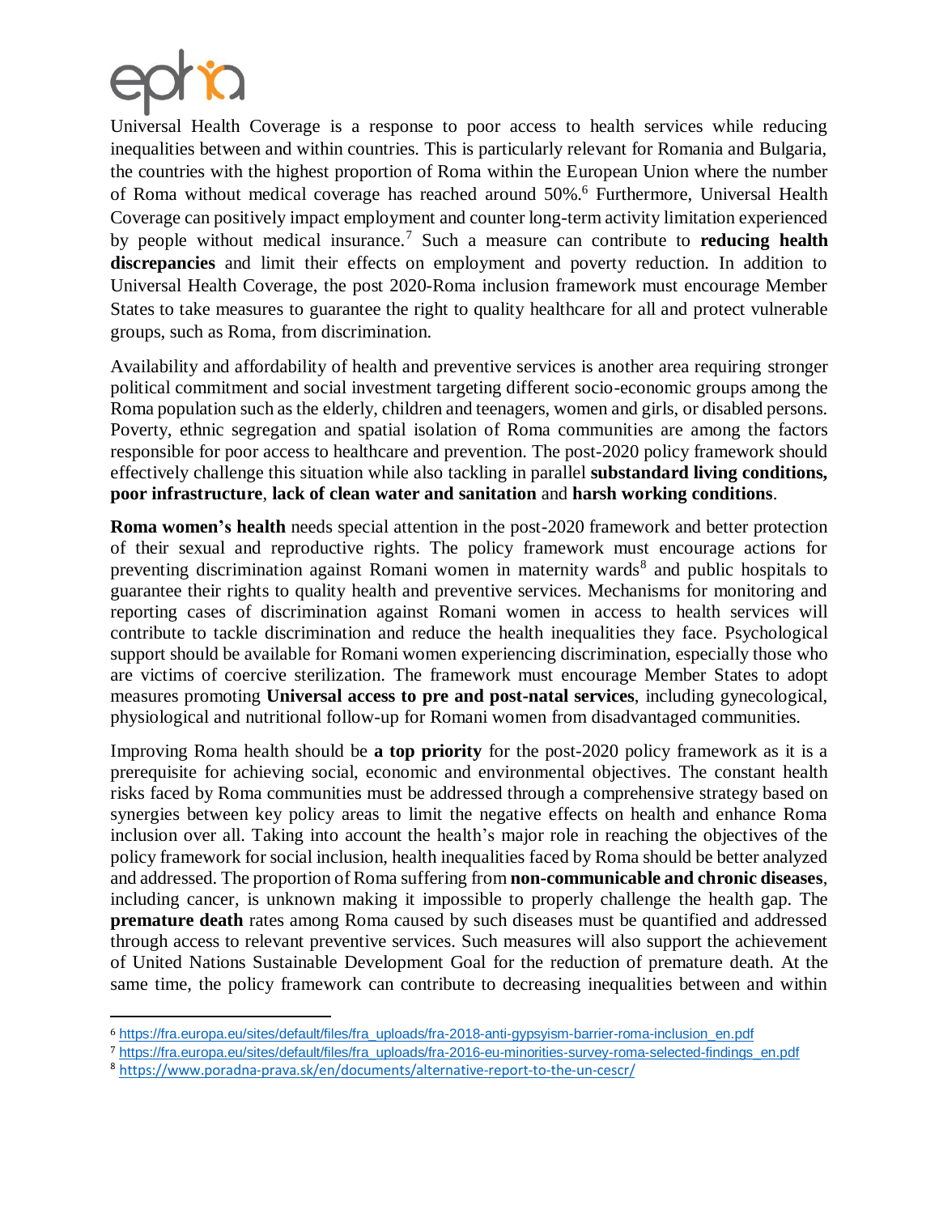Universal Health Coverage is a response to poor access to health services while reducing inequalities between and within countries. This is particularly relevant for Romania and Bulgaria, the countries with the highest proportion of Roma within the European Union where the number of Roma without medical coverage has reached around 50%.[6] Furthermore, Universal Health Coverage can positively impact employment and counter long-term activity limitation experienced by people without medical insurance.[7] Such a measure can contribute to **reducing health discrepancies** and limit their effects on employment and poverty reduction. In addition to Universal Health Coverage, the post 2020-Roma inclusion framework must encourage Member States to take measures to guarantee the right to quality healthcare for all and protect vulnerable groups, such as Roma, from discrimination.

Availability and affordability of health and preventive services is another area requiring stronger political commitment and social investment targeting different socio-economic groups among the Roma population such as the elderly, children and teenagers, women and girls, or disabled persons. Poverty, ethnic segregation and spatial isolation of Roma communities are among the factors responsible for poor access to healthcare and prevention. The post-2020 policy framework should effectively challenge this situation while also tackling in parallel **substandard living conditions, poor infrastructure**, **lack of clean water and sanitation** and **harsh working conditions**.

**Roma women's health** needs special attention in the post-2020 framework and better protection of their sexual and reproductive rights. The policy framework must encourage actions for preventing discrimination against Romani women in maternity wards[8] and public hospitals to guarantee their rights to quality health and preventive services. Mechanisms for monitoring and reporting cases of discrimination against Romani women in access to health services will contribute to tackle discrimination and reduce the health inequalities they face. Psychological support should be available for Romani women experiencing discrimination, especially those who are victims of coercive sterilization. The framework must encourage Member States to adopt measures promoting **Universal access to pre and post-natal services**, including gynecological, physiological and nutritional follow-up for Romani women from disadvantaged communities.

Improving Roma health should be **a top priority** for the post-2020 policy framework as it is a prerequisite for achieving social, economic and environmental objectives. The constant health risks faced by Roma communities must be addressed through a comprehensive strategy based on synergies between key policy areas to limit the negative effects on health and enhance Roma inclusion over all. Taking into account the health's major role in reaching the objectives of the policy framework for social inclusion, health inequalities faced by Roma should be better analyzed and addressed. The proportion of Roma suffering from **non-communicable and chronic diseases**, including cancer, is unknown making it impossible to properly challenge the health gap. The **premature death** rates among Roma caused by such diseases must be quantified and addressed through access to relevant preventive services. Such measures will also support the achievement of United Nations Sustainable Development Goal for the reduction of premature death. At the same time, the policy framework can contribute to decreasing inequalities between and within

---

[6] https://fra.europa.eu/sites/default/files/fra_uploads/fra-2018-anti-gypsyism-barrier-roma-inclusion_en.pdf

[7] https://fra.europa.eu/sites/default/files/fra_uploads/fra-2016-eu-minorities-survey-roma-selected-findings_en.pdf

[8] https://www.poradna-prava.sk/en/documents/alternative-report-to-the-un-cescr/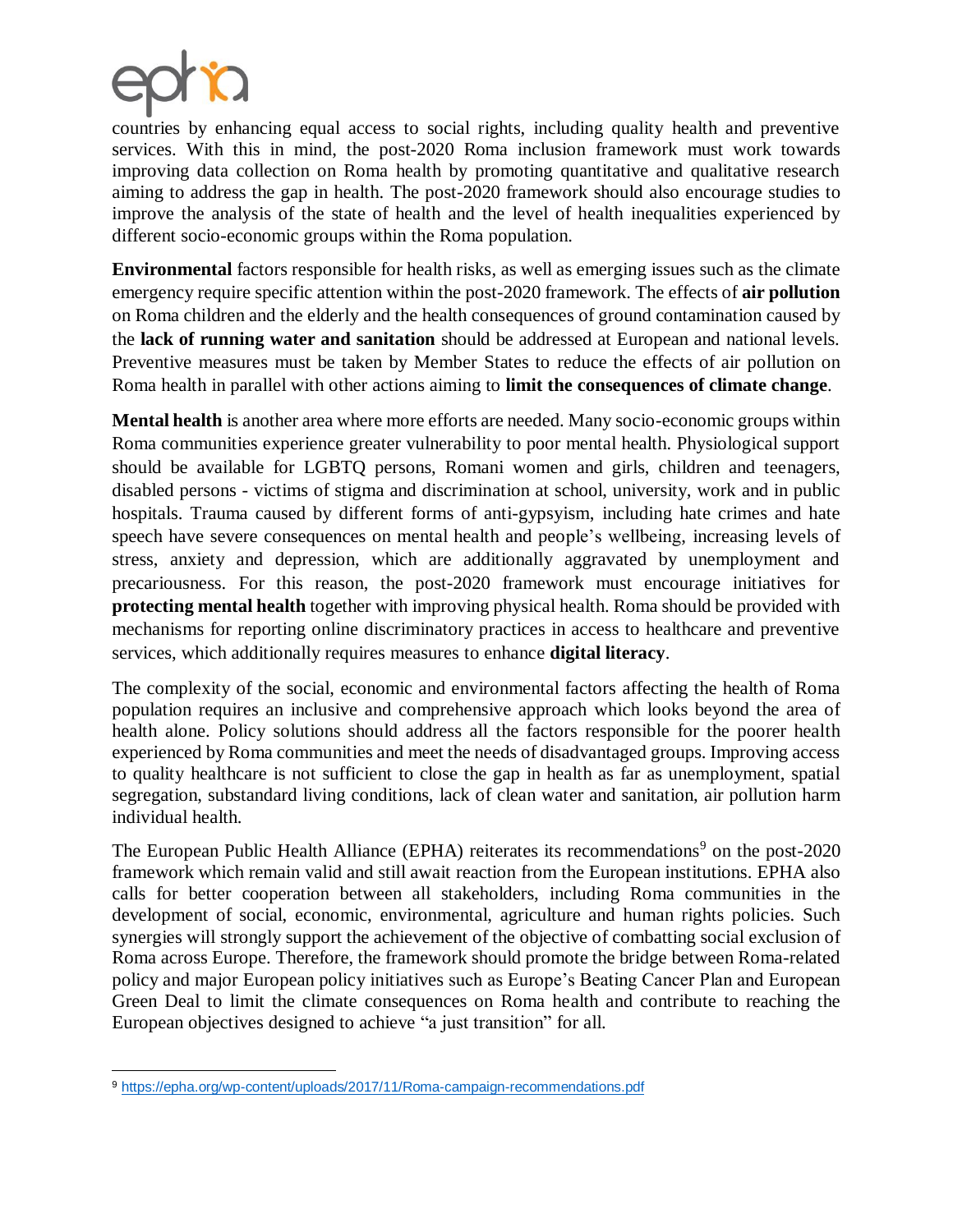countries by enhancing equal access to social rights, including quality health and preventive services. With this in mind, the post-2020 Roma inclusion framework must work towards improving data collection on Roma health by promoting quantitative and qualitative research aiming to address the gap in health. The post-2020 framework should also encourage studies to improve the analysis of the state of health and the level of health inequalities experienced by different socio-economic groups within the Roma population.

**Environmental** factors responsible for health risks, as well as emerging issues such as the climate emergency require specific attention within the post-2020 framework. The effects of **air pollution** on Roma children and the elderly and the health consequences of ground contamination caused by the **lack of running water and sanitation** should be addressed at European and national levels. Preventive measures must be taken by Member States to reduce the effects of air pollution on Roma health in parallel with other actions aiming to **limit the consequences of climate change**.

**Mental health** is another area where more efforts are needed. Many socio-economic groups within Roma communities experience greater vulnerability to poor mental health. Physiological support should be available for LGBTQ persons, Romani women and girls, children and teenagers, disabled persons - victims of stigma and discrimination at school, university, work and in public hospitals. Trauma caused by different forms of anti-gypsyism, including hate crimes and hate speech have severe consequences on mental health and people's wellbeing, increasing levels of stress, anxiety and depression, which are additionally aggravated by unemployment and precariousness. For this reason, the post-2020 framework must encourage initiatives for **protecting mental health** together with improving physical health. Roma should be provided with mechanisms for reporting online discriminatory practices in access to healthcare and preventive services, which additionally requires measures to enhance **digital literacy**.

The complexity of the social, economic and environmental factors affecting the health of Roma population requires an inclusive and comprehensive approach which looks beyond the area of health alone. Policy solutions should address all the factors responsible for the poorer health experienced by Roma communities and meet the needs of disadvantaged groups. Improving access to quality healthcare is not sufficient to close the gap in health as far as unemployment, spatial segregation, substandard living conditions, lack of clean water and sanitation, air pollution harm individual health.

The European Public Health Alliance (EPHA) reiterates its recommendations[9] on the post-2020 framework which remain valid and still await reaction from the European institutions. EPHA also calls for better cooperation between all stakeholders, including Roma communities in the development of social, economic, environmental, agriculture and human rights policies. Such synergies will strongly support the achievement of the objective of combatting social exclusion of Roma across Europe. Therefore, the framework should promote the bridge between Roma-related policy and major European policy initiatives such as Europe's Beating Cancer Plan and European Green Deal to limit the climate consequences on Roma health and contribute to reaching the European objectives designed to achieve "a just transition" for all.

[9] https://epha.org/wp-content/uploads/2017/11/Roma-campaign-recommendations.pdf